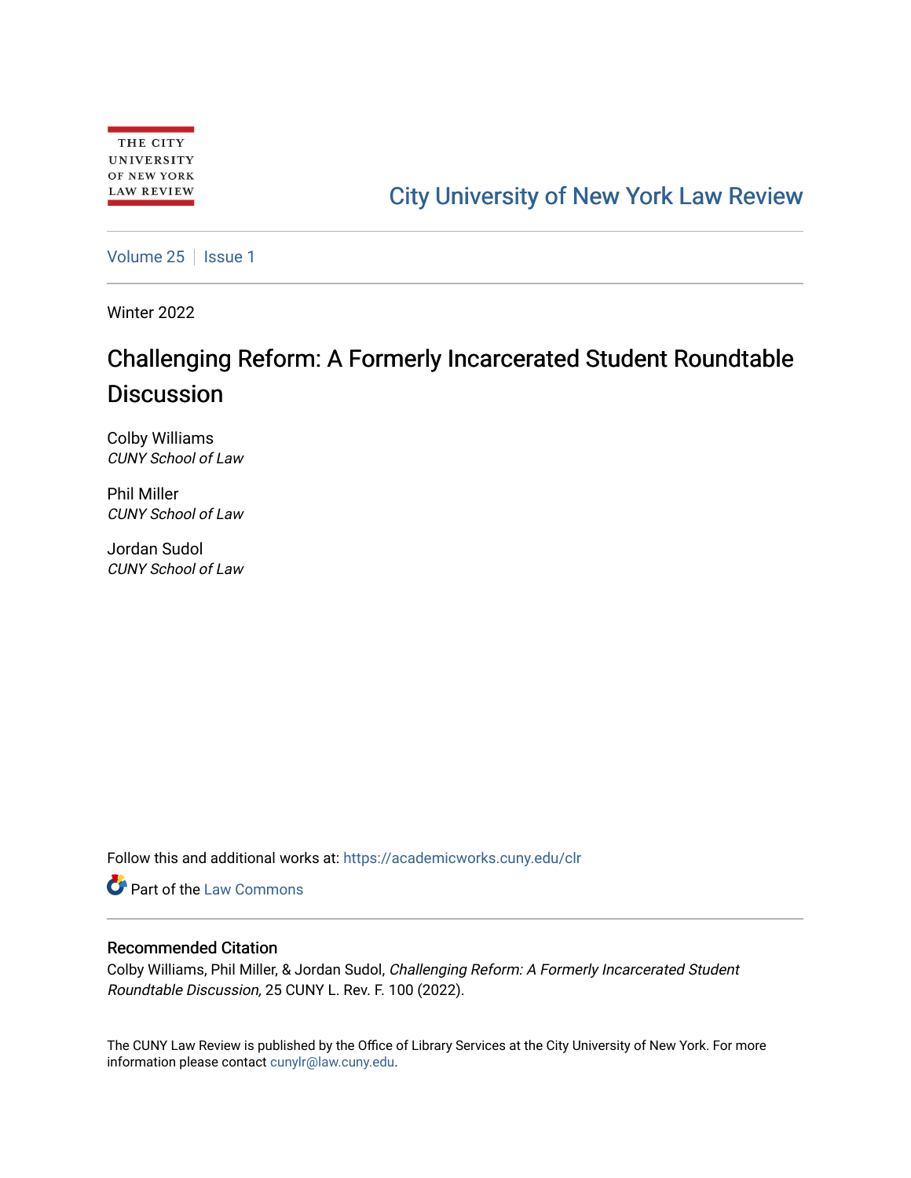THE CITY UNIVERSITY OF NEW YORK LAW REVIEW

City University of New York Law Review

Volume 25 | Issue 1

Winter 2022

# Challenging Reform: A Formerly Incarcerated Student Roundtable Discussion

Colby Williams
*CUNY School of Law*

Phil Miller
*CUNY School of Law*

Jordan Sudol
*CUNY School of Law*

Follow this and additional works at: https://academicworks.cuny.edu/clr

Part of the Law Commons

## Recommended Citation

Colby Williams, Phil Miller, & Jordan Sudol, *Challenging Reform: A Formerly Incarcerated Student Roundtable Discussion,* 25 CUNY L. Rev. F. 100 (2022).

The CUNY Law Review is published by the Office of Library Services at the City University of New York. For more information please contact cunylr@law.cuny.edu.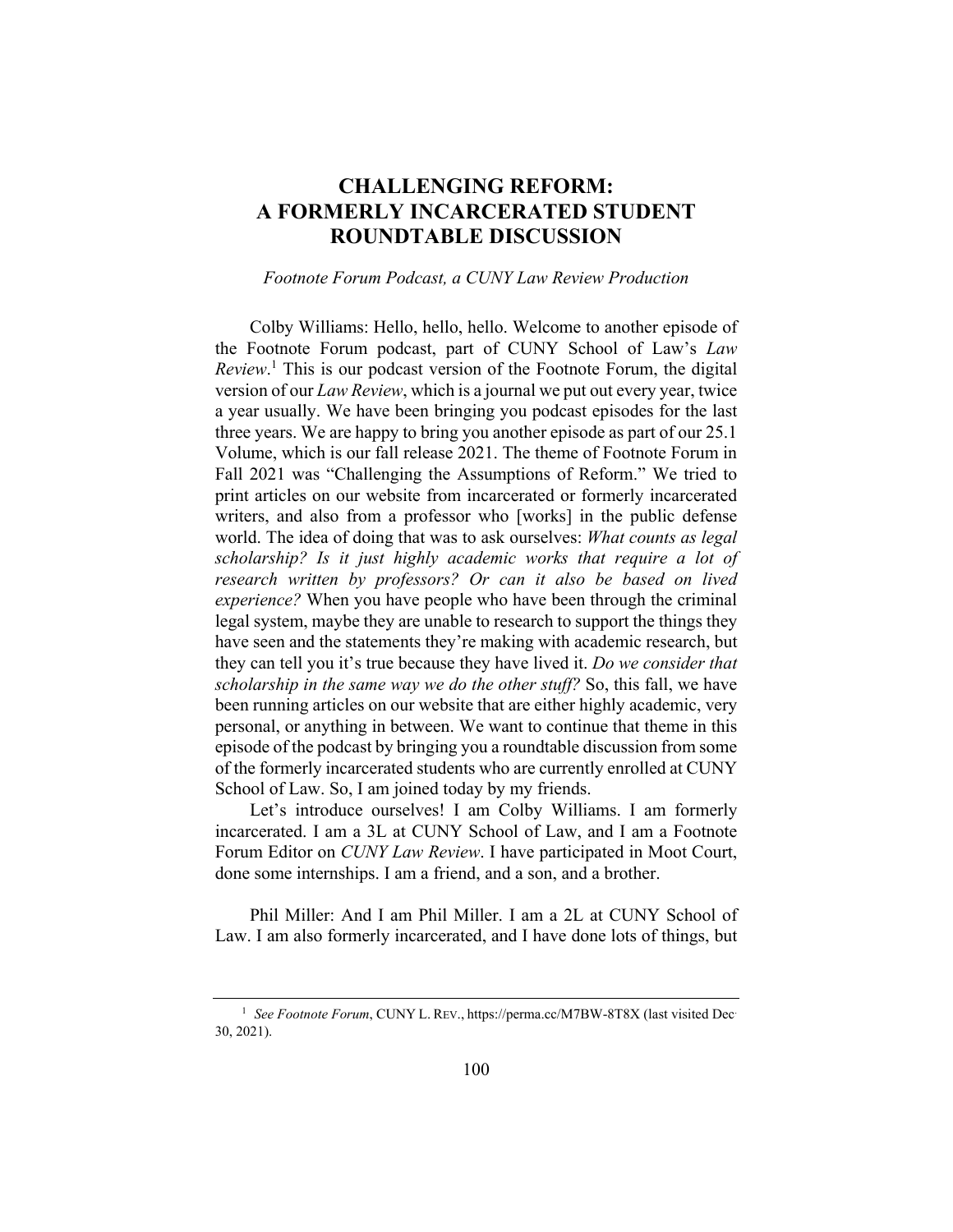# CHALLENGING REFORM: A FORMERLY INCARCERATED STUDENT ROUNDTABLE DISCUSSION

*Footnote Forum Podcast, a CUNY Law Review Production*

Colby Williams: Hello, hello, hello. Welcome to another episode of the Footnote Forum podcast, part of CUNY School of Law's *Law Review*.[1] This is our podcast version of the Footnote Forum, the digital version of our *Law Review*, which is a journal we put out every year, twice a year usually. We have been bringing you podcast episodes for the last three years. We are happy to bring you another episode as part of our 25.1 Volume, which is our fall release 2021. The theme of Footnote Forum in Fall 2021 was "Challenging the Assumptions of Reform." We tried to print articles on our website from incarcerated or formerly incarcerated writers, and also from a professor who [works] in the public defense world. The idea of doing that was to ask ourselves: *What counts as legal scholarship? Is it just highly academic works that require a lot of research written by professors? Or can it also be based on lived experience?* When you have people who have been through the criminal legal system, maybe they are unable to research to support the things they have seen and the statements they're making with academic research, but they can tell you it's true because they have lived it. *Do we consider that scholarship in the same way we do the other stuff?* So, this fall, we have been running articles on our website that are either highly academic, very personal, or anything in between. We want to continue that theme in this episode of the podcast by bringing you a roundtable discussion from some of the formerly incarcerated students who are currently enrolled at CUNY School of Law. So, I am joined today by my friends.

Let's introduce ourselves! I am Colby Williams. I am formerly incarcerated. I am a 3L at CUNY School of Law, and I am a Footnote Forum Editor on *CUNY Law Review*. I have participated in Moot Court, done some internships. I am a friend, and a son, and a brother.

Phil Miller: And I am Phil Miller. I am a 2L at CUNY School of Law. I am also formerly incarcerated, and I have done lots of things, but

---

[1] *See Footnote Forum*, CUNY L. REV., https://perma.cc/M7BW-8T8X (last visited Dec. 30, 2021).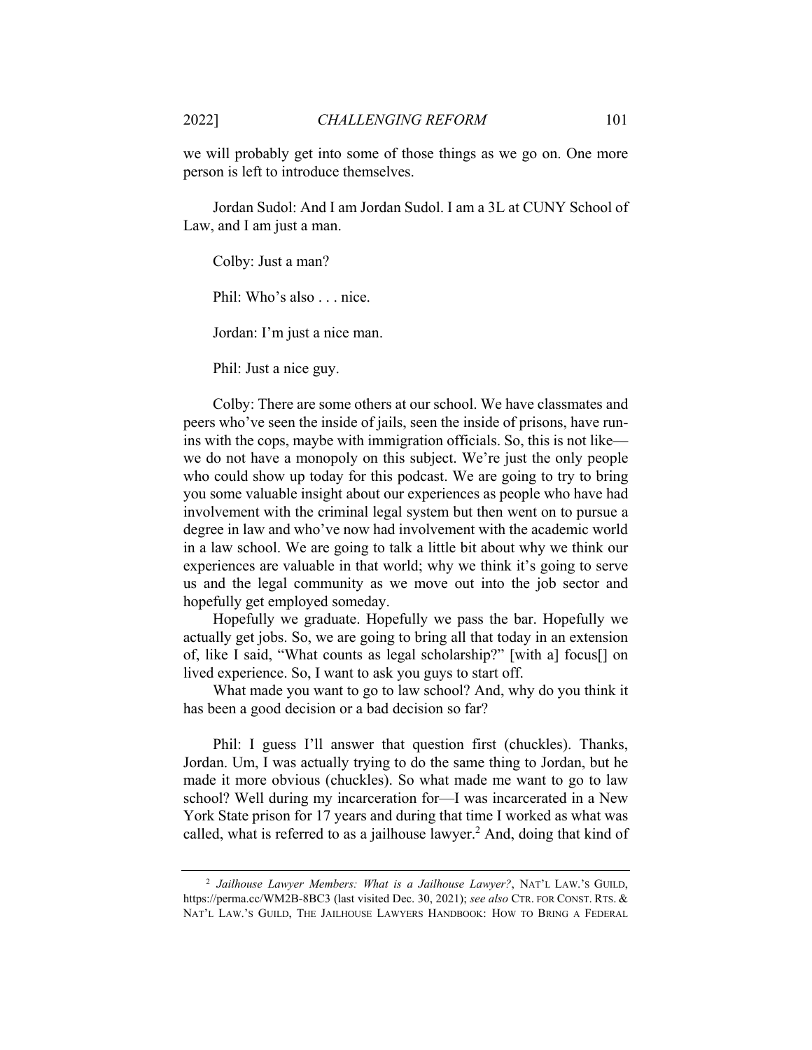we will probably get into some of those things as we go on. One more person is left to introduce themselves.

Jordan Sudol: And I am Jordan Sudol. I am a 3L at CUNY School of Law, and I am just a man.

Colby: Just a man?

Phil: Who's also . . . nice.

Jordan: I'm just a nice man.

Phil: Just a nice guy.

Colby: There are some others at our school. We have classmates and peers who've seen the inside of jails, seen the inside of prisons, have run-ins with the cops, maybe with immigration officials. So, this is not like—we do not have a monopoly on this subject. We're just the only people who could show up today for this podcast. We are going to try to bring you some valuable insight about our experiences as people who have had involvement with the criminal legal system but then went on to pursue a degree in law and who've now had involvement with the academic world in a law school. We are going to talk a little bit about why we think our experiences are valuable in that world; why we think it's going to serve us and the legal community as we move out into the job sector and hopefully get employed someday.

Hopefully we graduate. Hopefully we pass the bar. Hopefully we actually get jobs. So, we are going to bring all that today in an extension of, like I said, "What counts as legal scholarship?" [with a] focus[] on lived experience. So, I want to ask you guys to start off.

What made you want to go to law school? And, why do you think it has been a good decision or a bad decision so far?

Phil: I guess I'll answer that question first (chuckles). Thanks, Jordan. Um, I was actually trying to do the same thing to Jordan, but he made it more obvious (chuckles). So what made me want to go to law school? Well during my incarceration for—I was incarcerated in a New York State prison for 17 years and during that time I worked as what was called, what is referred to as a jailhouse lawyer.[2] And, doing that kind of

[2] *Jailhouse Lawyer Members: What is a Jailhouse Lawyer?*, NAT'L LAW.'S GUILD, https://perma.cc/WM2B-8BC3 (last visited Dec. 30, 2021); *see also* CTR. FOR CONST. RTS. & NAT'L LAW.'S GUILD, THE JAILHOUSE LAWYERS HANDBOOK: HOW TO BRING A FEDERAL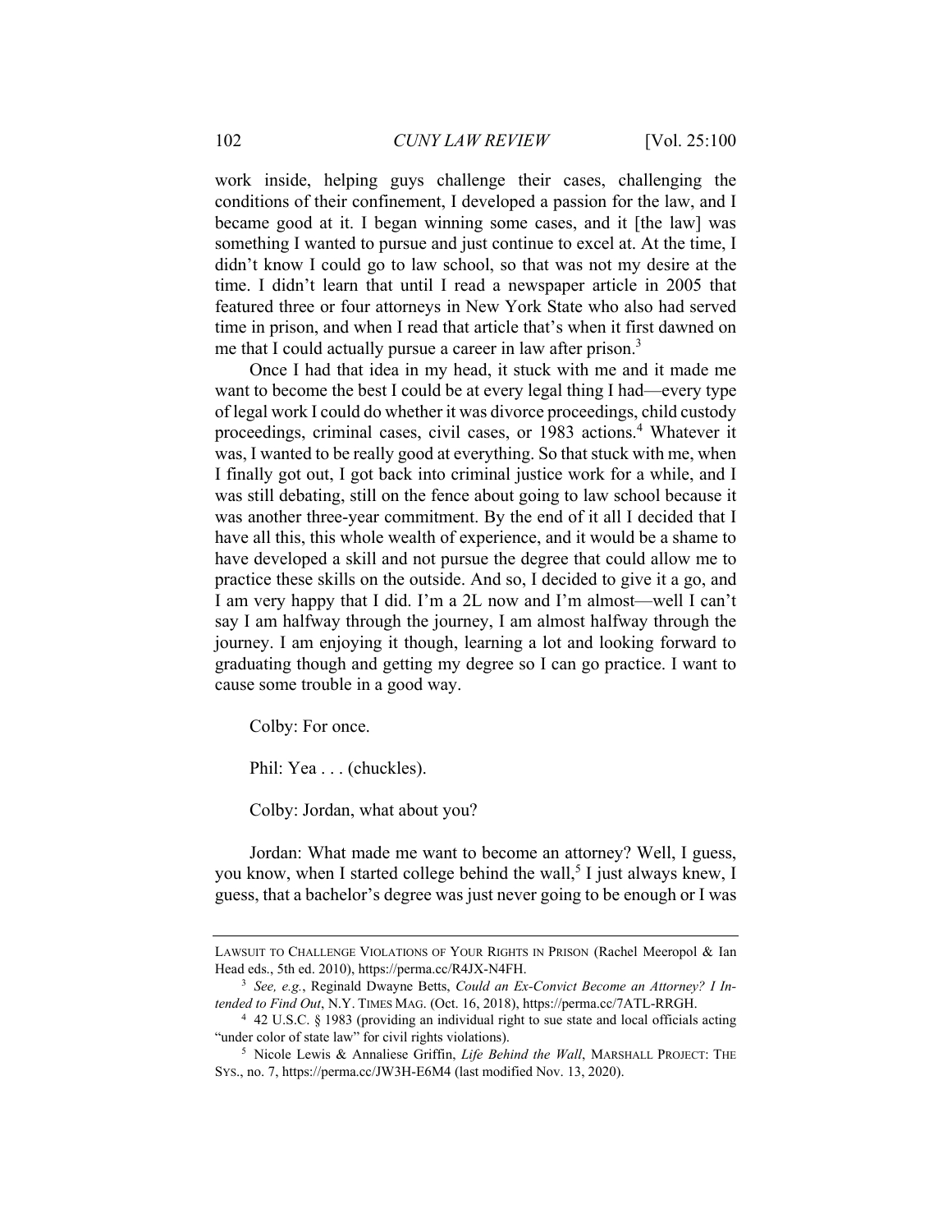work inside, helping guys challenge their cases, challenging the conditions of their confinement, I developed a passion for the law, and I became good at it. I began winning some cases, and it [the law] was something I wanted to pursue and just continue to excel at. At the time, I didn't know I could go to law school, so that was not my desire at the time. I didn't learn that until I read a newspaper article in 2005 that featured three or four attorneys in New York State who also had served time in prison, and when I read that article that's when it first dawned on me that I could actually pursue a career in law after prison.[3]

Once I had that idea in my head, it stuck with me and it made me want to become the best I could be at every legal thing I had—every type of legal work I could do whether it was divorce proceedings, child custody proceedings, criminal cases, civil cases, or 1983 actions.[4] Whatever it was, I wanted to be really good at everything. So that stuck with me, when I finally got out, I got back into criminal justice work for a while, and I was still debating, still on the fence about going to law school because it was another three-year commitment. By the end of it all I decided that I have all this, this whole wealth of experience, and it would be a shame to have developed a skill and not pursue the degree that could allow me to practice these skills on the outside. And so, I decided to give it a go, and I am very happy that I did. I'm a 2L now and I'm almost—well I can't say I am halfway through the journey, I am almost halfway through the journey. I am enjoying it though, learning a lot and looking forward to graduating though and getting my degree so I can go practice. I want to cause some trouble in a good way.

Colby: For once.

Phil: Yea . . . (chuckles).

Colby: Jordan, what about you?

Jordan: What made me want to become an attorney? Well, I guess, you know, when I started college behind the wall,[5] I just always knew, I guess, that a bachelor's degree was just never going to be enough or I was

---

LAWSUIT TO CHALLENGE VIOLATIONS OF YOUR RIGHTS IN PRISON (Rachel Meeropol & Ian Head eds., 5th ed. 2010), https://perma.cc/R4JX-N4FH.

[3] *See, e.g.*, Reginald Dwayne Betts, *Could an Ex-Convict Become an Attorney? I Intended to Find Out*, N.Y. TIMES MAG. (Oct. 16, 2018), https://perma.cc/7ATL-RRGH.

[4] 42 U.S.C. § 1983 (providing an individual right to sue state and local officials acting "under color of state law" for civil rights violations).

[5] Nicole Lewis & Annaliese Griffin, *Life Behind the Wall*, MARSHALL PROJECT: THE SYS., no. 7, https://perma.cc/JW3H-E6M4 (last modified Nov. 13, 2020).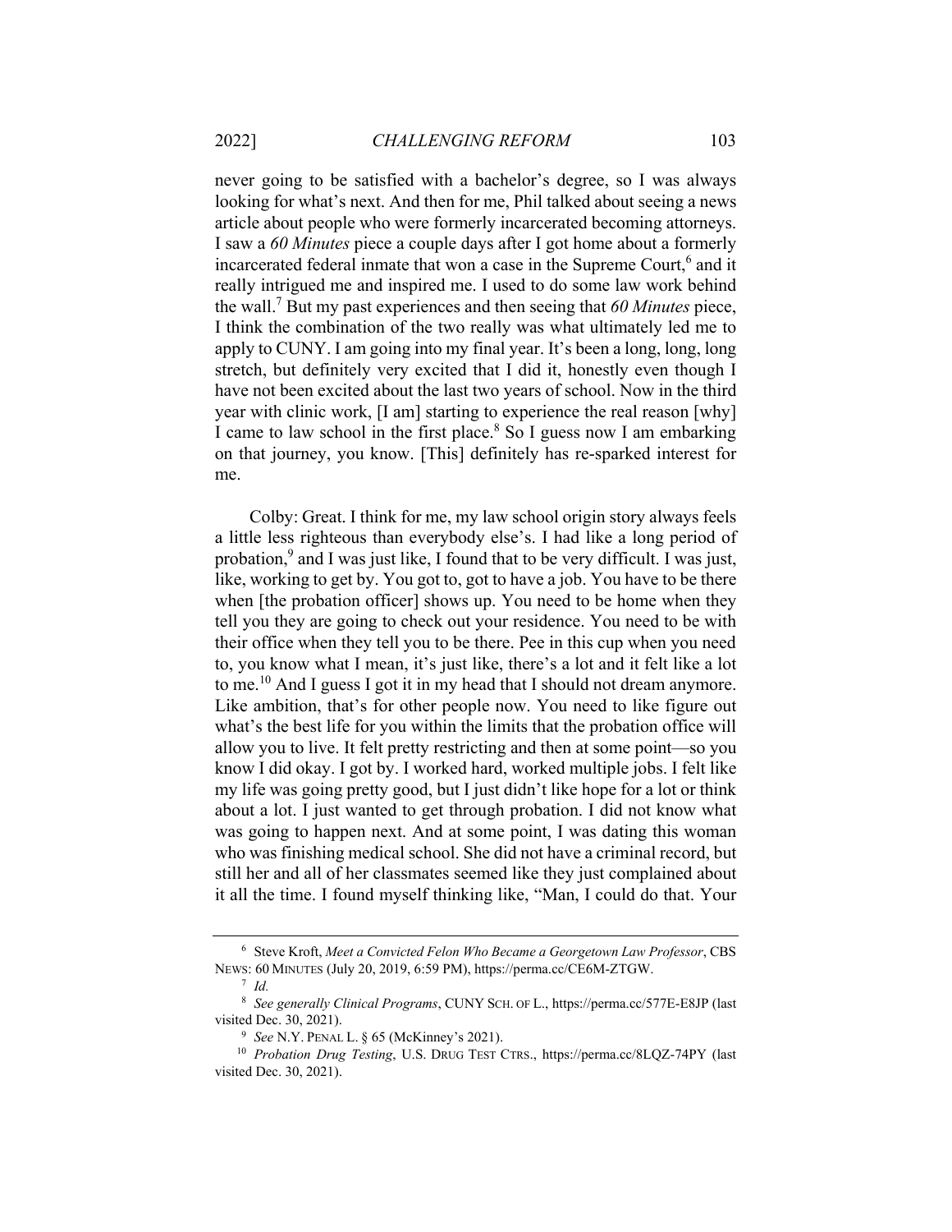never going to be satisfied with a bachelor's degree, so I was always looking for what's next. And then for me, Phil talked about seeing a news article about people who were formerly incarcerated becoming attorneys. I saw a *60 Minutes* piece a couple days after I got home about a formerly incarcerated federal inmate that won a case in the Supreme Court,[6] and it really intrigued me and inspired me. I used to do some law work behind the wall.[7] But my past experiences and then seeing that *60 Minutes* piece, I think the combination of the two really was what ultimately led me to apply to CUNY. I am going into my final year. It's been a long, long, long stretch, but definitely very excited that I did it, honestly even though I have not been excited about the last two years of school. Now in the third year with clinic work, [I am] starting to experience the real reason [why] I came to law school in the first place.[8] So I guess now I am embarking on that journey, you know. [This] definitely has re-sparked interest for me.

Colby: Great. I think for me, my law school origin story always feels a little less righteous than everybody else's. I had like a long period of probation,[9] and I was just like, I found that to be very difficult. I was just, like, working to get by. You got to, got to have a job. You have to be there when [the probation officer] shows up. You need to be home when they tell you they are going to check out your residence. You need to be with their office when they tell you to be there. Pee in this cup when you need to, you know what I mean, it's just like, there's a lot and it felt like a lot to me.[10] And I guess I got it in my head that I should not dream anymore. Like ambition, that's for other people now. You need to like figure out what's the best life for you within the limits that the probation office will allow you to live. It felt pretty restricting and then at some point—so you know I did okay. I got by. I worked hard, worked multiple jobs. I felt like my life was going pretty good, but I just didn't like hope for a lot or think about a lot. I just wanted to get through probation. I did not know what was going to happen next. And at some point, I was dating this woman who was finishing medical school. She did not have a criminal record, but still her and all of her classmates seemed like they just complained about it all the time. I found myself thinking like, "Man, I could do that. Your

---

[6] Steve Kroft, *Meet a Convicted Felon Who Became a Georgetown Law Professor*, CBS NEWS: 60 MINUTES (July 20, 2019, 6:59 PM), https://perma.cc/CE6M-ZTGW.

[7] *Id.*

[8] *See generally Clinical Programs*, CUNY SCH. OF L., https://perma.cc/577E-E8JP (last visited Dec. 30, 2021).

[9] *See* N.Y. PENAL L. § 65 (McKinney's 2021).

[10] *Probation Drug Testing*, U.S. DRUG TEST CTRS., https://perma.cc/8LQZ-74PY (last visited Dec. 30, 2021).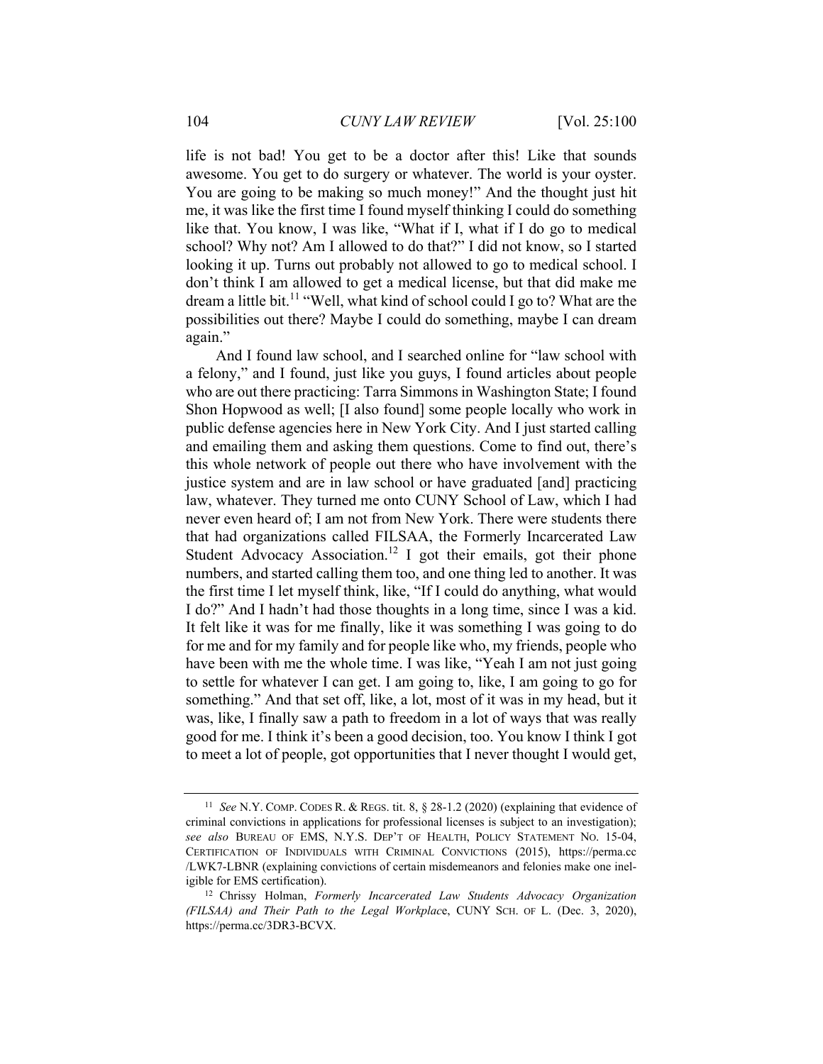life is not bad! You get to be a doctor after this! Like that sounds awesome. You get to do surgery or whatever. The world is your oyster. You are going to be making so much money!" And the thought just hit me, it was like the first time I found myself thinking I could do something like that. You know, I was like, "What if I, what if I do go to medical school? Why not? Am I allowed to do that?" I did not know, so I started looking it up. Turns out probably not allowed to go to medical school. I don't think I am allowed to get a medical license, but that did make me dream a little bit.[11] "Well, what kind of school could I go to? What are the possibilities out there? Maybe I could do something, maybe I can dream again."

And I found law school, and I searched online for "law school with a felony," and I found, just like you guys, I found articles about people who are out there practicing: Tarra Simmons in Washington State; I found Shon Hopwood as well; [I also found] some people locally who work in public defense agencies here in New York City. And I just started calling and emailing them and asking them questions. Come to find out, there's this whole network of people out there who have involvement with the justice system and are in law school or have graduated [and] practicing law, whatever. They turned me onto CUNY School of Law, which I had never even heard of; I am not from New York. There were students there that had organizations called FILSAA, the Formerly Incarcerated Law Student Advocacy Association.[12] I got their emails, got their phone numbers, and started calling them too, and one thing led to another. It was the first time I let myself think, like, "If I could do anything, what would I do?" And I hadn't had those thoughts in a long time, since I was a kid. It felt like it was for me finally, like it was something I was going to do for me and for my family and for people like who, my friends, people who have been with me the whole time. I was like, "Yeah I am not just going to settle for whatever I can get. I am going to, like, I am going to go for something." And that set off, like, a lot, most of it was in my head, but it was, like, I finally saw a path to freedom in a lot of ways that was really good for me. I think it's been a good decision, too. You know I think I got to meet a lot of people, got opportunities that I never thought I would get,

---

[11] *See* N.Y. COMP. CODES R. & REGS. tit. 8, § 28-1.2 (2020) (explaining that evidence of criminal convictions in applications for professional licenses is subject to an investigation); *see also* BUREAU OF EMS, N.Y.S. DEP'T OF HEALTH, POLICY STATEMENT NO. 15-04, CERTIFICATION OF INDIVIDUALS WITH CRIMINAL CONVICTIONS (2015), https://perma.cc/LWK7-LBNR (explaining convictions of certain misdemeanors and felonies make one ineligible for EMS certification).

[12] Chrissy Holman, *Formerly Incarcerated Law Students Advocacy Organization (FILSAA) and Their Path to the Legal Workplace*, CUNY SCH. OF L. (Dec. 3, 2020), https://perma.cc/3DR3-BCVX.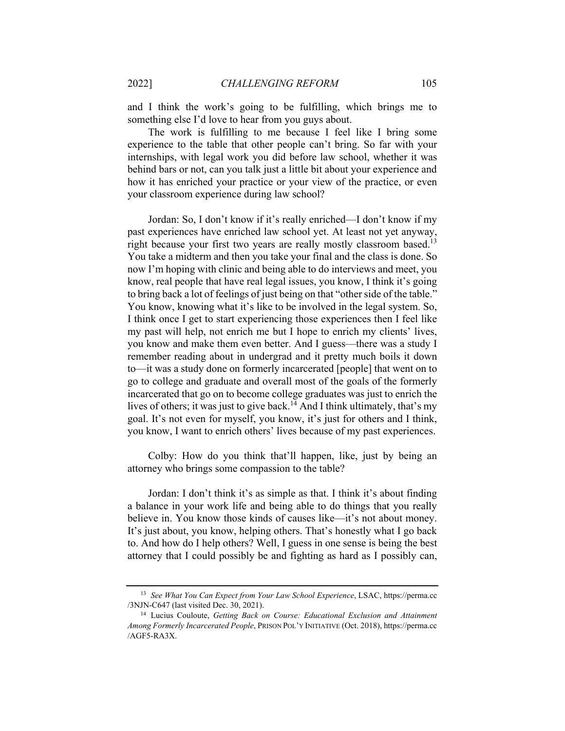and I think the work's going to be fulfilling, which brings me to something else I'd love to hear from you guys about.

The work is fulfilling to me because I feel like I bring some experience to the table that other people can't bring. So far with your internships, with legal work you did before law school, whether it was behind bars or not, can you talk just a little bit about your experience and how it has enriched your practice or your view of the practice, or even your classroom experience during law school?

Jordan: So, I don't know if it's really enriched—I don't know if my past experiences have enriched law school yet. At least not yet anyway, right because your first two years are really mostly classroom based.[13] You take a midterm and then you take your final and the class is done. So now I'm hoping with clinic and being able to do interviews and meet, you know, real people that have real legal issues, you know, I think it's going to bring back a lot of feelings of just being on that "other side of the table." You know, knowing what it's like to be involved in the legal system. So, I think once I get to start experiencing those experiences then I feel like my past will help, not enrich me but I hope to enrich my clients' lives, you know and make them even better. And I guess—there was a study I remember reading about in undergrad and it pretty much boils it down to—it was a study done on formerly incarcerated [people] that went on to go to college and graduate and overall most of the goals of the formerly incarcerated that go on to become college graduates was just to enrich the lives of others; it was just to give back.[14] And I think ultimately, that's my goal. It's not even for myself, you know, it's just for others and I think, you know, I want to enrich others' lives because of my past experiences.

Colby: How do you think that'll happen, like, just by being an attorney who brings some compassion to the table?

Jordan: I don't think it's as simple as that. I think it's about finding a balance in your work life and being able to do things that you really believe in. You know those kinds of causes like—it's not about money. It's just about, you know, helping others. That's honestly what I go back to. And how do I help others? Well, I guess in one sense is being the best attorney that I could possibly be and fighting as hard as I possibly can,

---

[13] *See What You Can Expect from Your Law School Experience*, LSAC, https://perma.cc/3NJN-C647 (last visited Dec. 30, 2021).

[14] Lucius Couloute, *Getting Back on Course: Educational Exclusion and Attainment Among Formerly Incarcerated People*, PRISON POL'Y INITIATIVE (Oct. 2018), https://perma.cc/AGF5-RA3X.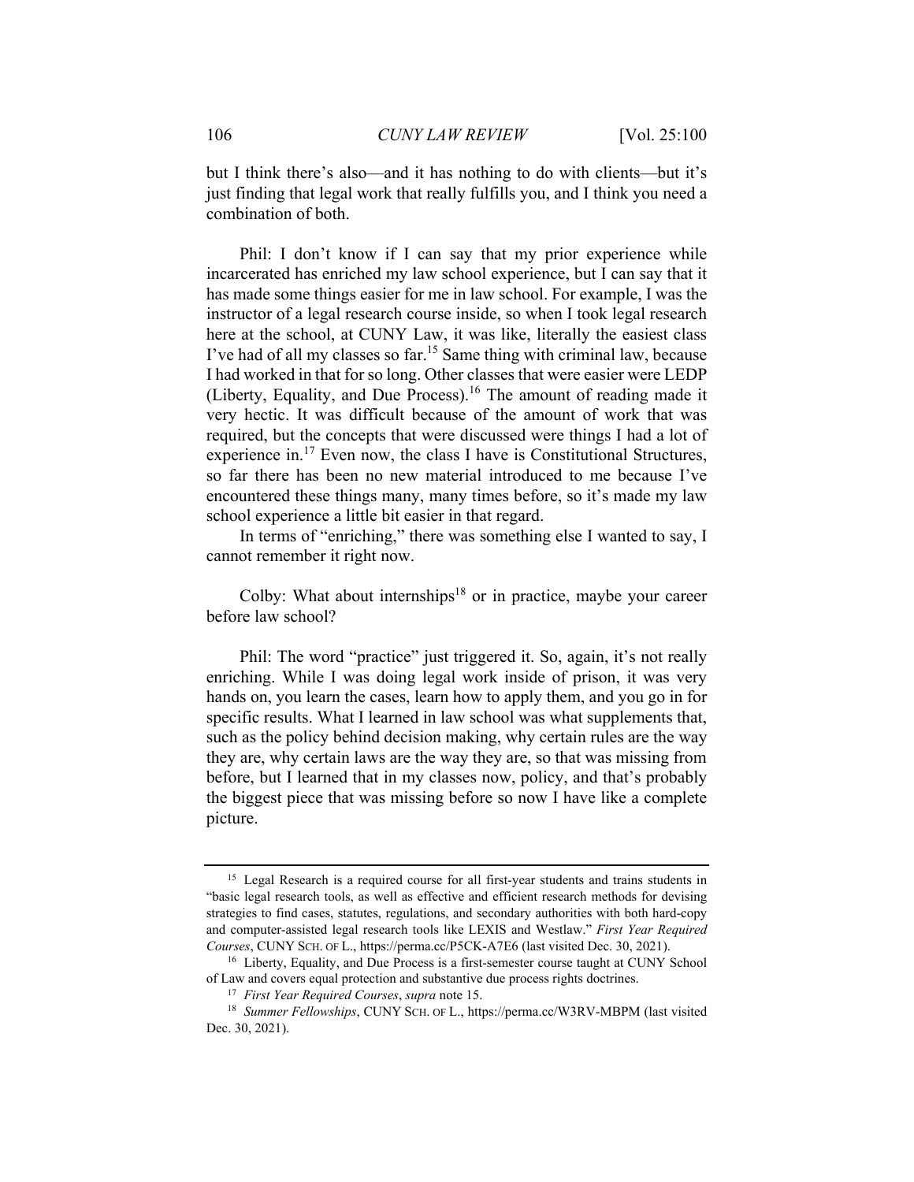but I think there's also—and it has nothing to do with clients—but it's just finding that legal work that really fulfills you, and I think you need a combination of both.

Phil: I don't know if I can say that my prior experience while incarcerated has enriched my law school experience, but I can say that it has made some things easier for me in law school. For example, I was the instructor of a legal research course inside, so when I took legal research here at the school, at CUNY Law, it was like, literally the easiest class I've had of all my classes so far.[15] Same thing with criminal law, because I had worked in that for so long. Other classes that were easier were LEDP (Liberty, Equality, and Due Process).[16] The amount of reading made it very hectic. It was difficult because of the amount of work that was required, but the concepts that were discussed were things I had a lot of experience in.[17] Even now, the class I have is Constitutional Structures, so far there has been no new material introduced to me because I've encountered these things many, many times before, so it's made my law school experience a little bit easier in that regard.

In terms of "enriching," there was something else I wanted to say, I cannot remember it right now.

Colby: What about internships[18] or in practice, maybe your career before law school?

Phil: The word "practice" just triggered it. So, again, it's not really enriching. While I was doing legal work inside of prison, it was very hands on, you learn the cases, learn how to apply them, and you go in for specific results. What I learned in law school was what supplements that, such as the policy behind decision making, why certain rules are the way they are, why certain laws are the way they are, so that was missing from before, but I learned that in my classes now, policy, and that's probably the biggest piece that was missing before so now I have like a complete picture.

---

[15] Legal Research is a required course for all first-year students and trains students in "basic legal research tools, as well as effective and efficient research methods for devising strategies to find cases, statutes, regulations, and secondary authorities with both hard-copy and computer-assisted legal research tools like LEXIS and Westlaw." *First Year Required Courses*, CUNY SCH. OF L., https://perma.cc/P5CK-A7E6 (last visited Dec. 30, 2021).

[16] Liberty, Equality, and Due Process is a first-semester course taught at CUNY School of Law and covers equal protection and substantive due process rights doctrines.

[17] *First Year Required Courses*, *supra* note 15.

[18] *Summer Fellowships*, CUNY SCH. OF L., https://perma.cc/W3RV-MBPM (last visited Dec. 30, 2021).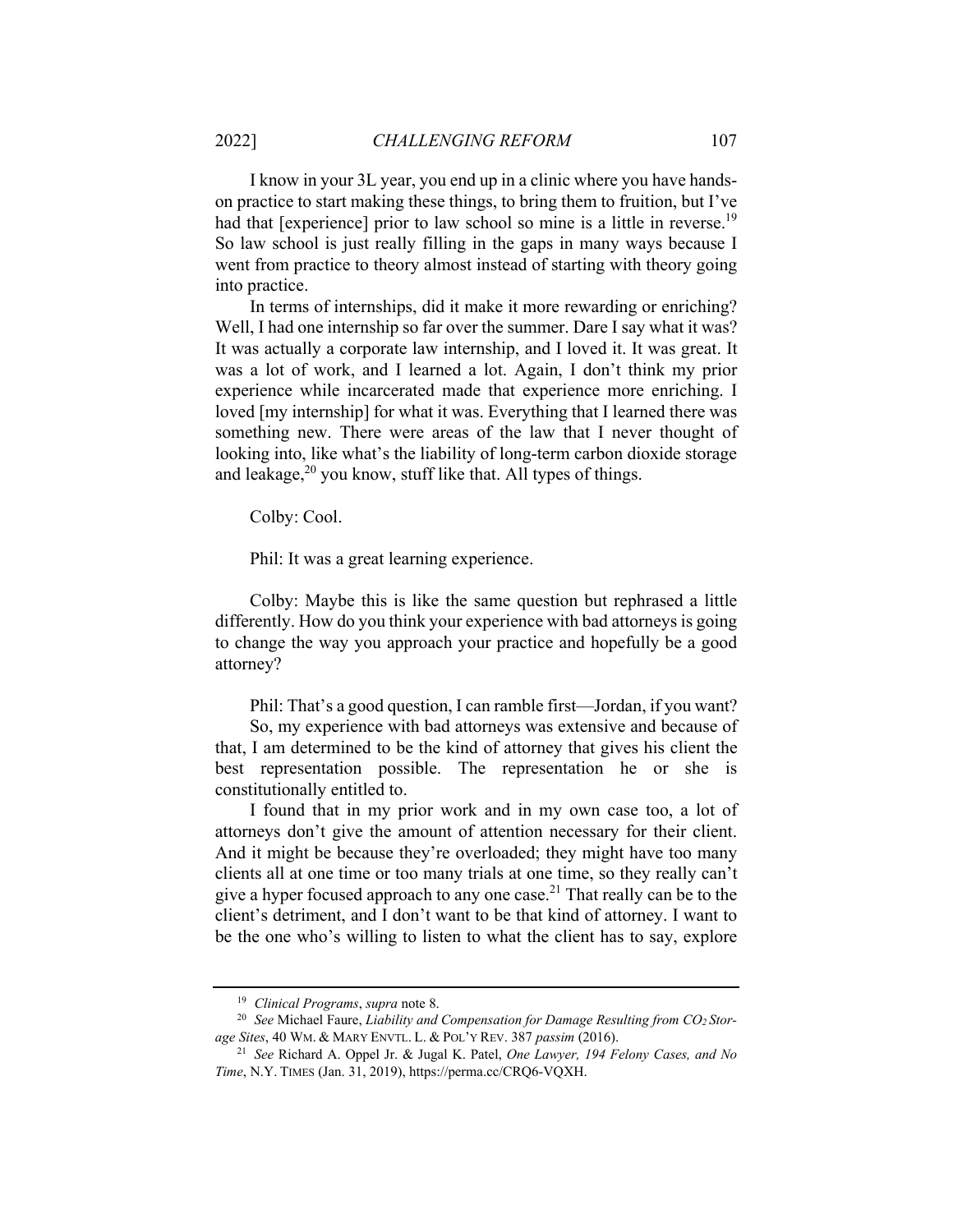I know in your 3L year, you end up in a clinic where you have hands-on practice to start making these things, to bring them to fruition, but I've had that [experience] prior to law school so mine is a little in reverse.[19] So law school is just really filling in the gaps in many ways because I went from practice to theory almost instead of starting with theory going into practice.

In terms of internships, did it make it more rewarding or enriching? Well, I had one internship so far over the summer. Dare I say what it was? It was actually a corporate law internship, and I loved it. It was great. It was a lot of work, and I learned a lot. Again, I don't think my prior experience while incarcerated made that experience more enriching. I loved [my internship] for what it was. Everything that I learned there was something new. There were areas of the law that I never thought of looking into, like what's the liability of long-term carbon dioxide storage and leakage,[20] you know, stuff like that. All types of things.

Colby: Cool.

Phil: It was a great learning experience.

Colby: Maybe this is like the same question but rephrased a little differently. How do you think your experience with bad attorneys is going to change the way you approach your practice and hopefully be a good attorney?

Phil: That's a good question, I can ramble first—Jordan, if you want?

So, my experience with bad attorneys was extensive and because of that, I am determined to be the kind of attorney that gives his client the best representation possible. The representation he or she is constitutionally entitled to.

I found that in my prior work and in my own case too, a lot of attorneys don't give the amount of attention necessary for their client. And it might be because they're overloaded; they might have too many clients all at one time or too many trials at one time, so they really can't give a hyper focused approach to any one case.[21] That really can be to the client's detriment, and I don't want to be that kind of attorney. I want to be the one who's willing to listen to what the client has to say, explore

---

[19] *Clinical Programs*, *supra* note 8.

[20] *See* Michael Faure, *Liability and Compensation for Damage Resulting from $CO_2$ Storage Sites*, 40 WM. & MARY ENVTL. L. & POL'Y REV. 387 *passim* (2016).

[21] *See* Richard A. Oppel Jr. & Jugal K. Patel, *One Lawyer, 194 Felony Cases, and No Time*, N.Y. TIMES (Jan. 31, 2019), https://perma.cc/CRQ6-VQXH.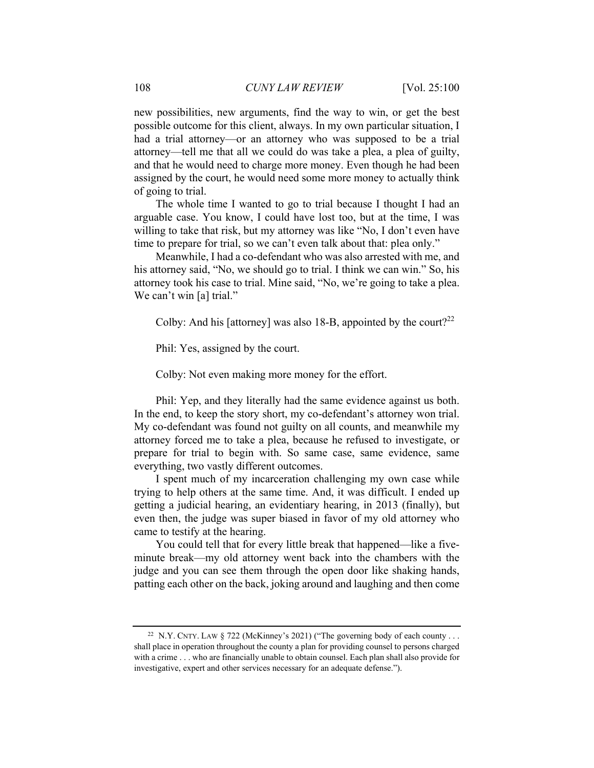new possibilities, new arguments, find the way to win, or get the best possible outcome for this client, always. In my own particular situation, I had a trial attorney—or an attorney who was supposed to be a trial attorney—tell me that all we could do was take a plea, a plea of guilty, and that he would need to charge more money. Even though he had been assigned by the court, he would need some more money to actually think of going to trial.

The whole time I wanted to go to trial because I thought I had an arguable case. You know, I could have lost too, but at the time, I was willing to take that risk, but my attorney was like "No, I don't even have time to prepare for trial, so we can't even talk about that: plea only."

Meanwhile, I had a co-defendant who was also arrested with me, and his attorney said, "No, we should go to trial. I think we can win." So, his attorney took his case to trial. Mine said, "No, we're going to take a plea. We can't win [a] trial."

Colby: And his [attorney] was also 18-B, appointed by the court?[22]

Phil: Yes, assigned by the court.

Colby: Not even making more money for the effort.

Phil: Yep, and they literally had the same evidence against us both. In the end, to keep the story short, my co-defendant's attorney won trial. My co-defendant was found not guilty on all counts, and meanwhile my attorney forced me to take a plea, because he refused to investigate, or prepare for trial to begin with. So same case, same evidence, same everything, two vastly different outcomes.

I spent much of my incarceration challenging my own case while trying to help others at the same time. And, it was difficult. I ended up getting a judicial hearing, an evidentiary hearing, in 2013 (finally), but even then, the judge was super biased in favor of my old attorney who came to testify at the hearing.

You could tell that for every little break that happened—like a five-minute break—my old attorney went back into the chambers with the judge and you can see them through the open door like shaking hands, patting each other on the back, joking around and laughing and then come

---

[22] N.Y. CNTY. LAW § 722 (McKinney's 2021) ("The governing body of each county . . . shall place in operation throughout the county a plan for providing counsel to persons charged with a crime . . . who are financially unable to obtain counsel. Each plan shall also provide for investigative, expert and other services necessary for an adequate defense.").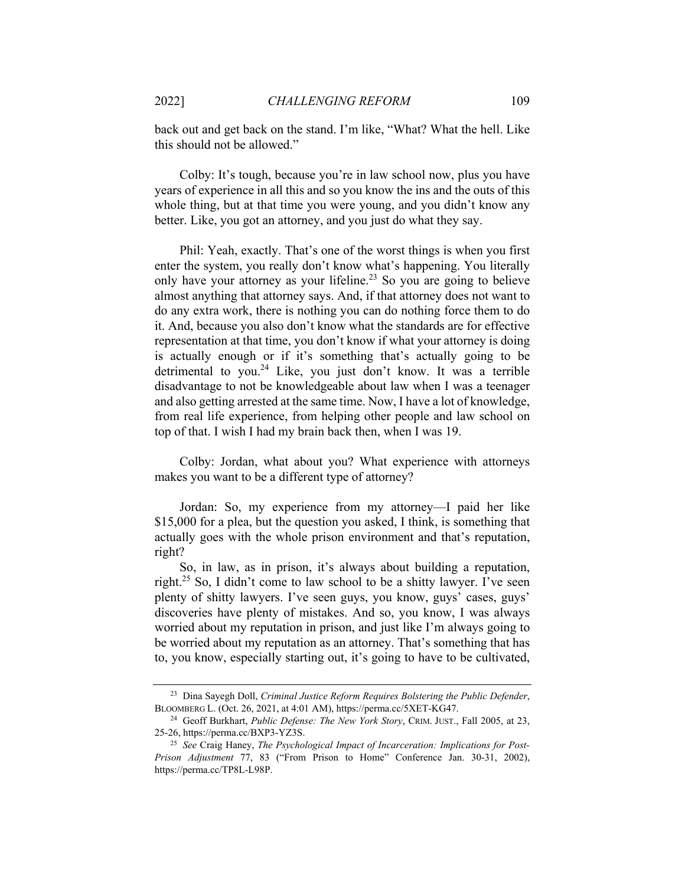back out and get back on the stand. I'm like, "What? What the hell. Like this should not be allowed."

Colby: It's tough, because you're in law school now, plus you have years of experience in all this and so you know the ins and the outs of this whole thing, but at that time you were young, and you didn't know any better. Like, you got an attorney, and you just do what they say.

Phil: Yeah, exactly. That's one of the worst things is when you first enter the system, you really don't know what's happening. You literally only have your attorney as your lifeline.[23] So you are going to believe almost anything that attorney says. And, if that attorney does not want to do any extra work, there is nothing you can do nothing force them to do it. And, because you also don't know what the standards are for effective representation at that time, you don't know if what your attorney is doing is actually enough or if it's something that's actually going to be detrimental to you.[24] Like, you just don't know. It was a terrible disadvantage to not be knowledgeable about law when I was a teenager and also getting arrested at the same time. Now, I have a lot of knowledge, from real life experience, from helping other people and law school on top of that. I wish I had my brain back then, when I was 19.

Colby: Jordan, what about you? What experience with attorneys makes you want to be a different type of attorney?

Jordan: So, my experience from my attorney—I paid her like $15,000 for a plea, but the question you asked, I think, is something that actually goes with the whole prison environment and that's reputation, right?

So, in law, as in prison, it's always about building a reputation, right.[25] So, I didn't come to law school to be a shitty lawyer. I've seen plenty of shitty lawyers. I've seen guys, you know, guys' cases, guys' discoveries have plenty of mistakes. And so, you know, I was always worried about my reputation in prison, and just like I'm always going to be worried about my reputation as an attorney. That's something that has to, you know, especially starting out, it's going to have to be cultivated,

---

[23] Dina Sayegh Doll, *Criminal Justice Reform Requires Bolstering the Public Defender*, BLOOMBERG L. (Oct. 26, 2021, at 4:01 AM), https://perma.cc/5XET-KG47.

[24] Geoff Burkhart, *Public Defense: The New York Story*, CRIM. JUST., Fall 2005, at 23, 25-26, https://perma.cc/BXP3-YZ3S.

[25] *See* Craig Haney, *The Psychological Impact of Incarceration: Implications for Post-Prison Adjustment* 77, 83 ("From Prison to Home" Conference Jan. 30-31, 2002), https://perma.cc/TP8L-L98P.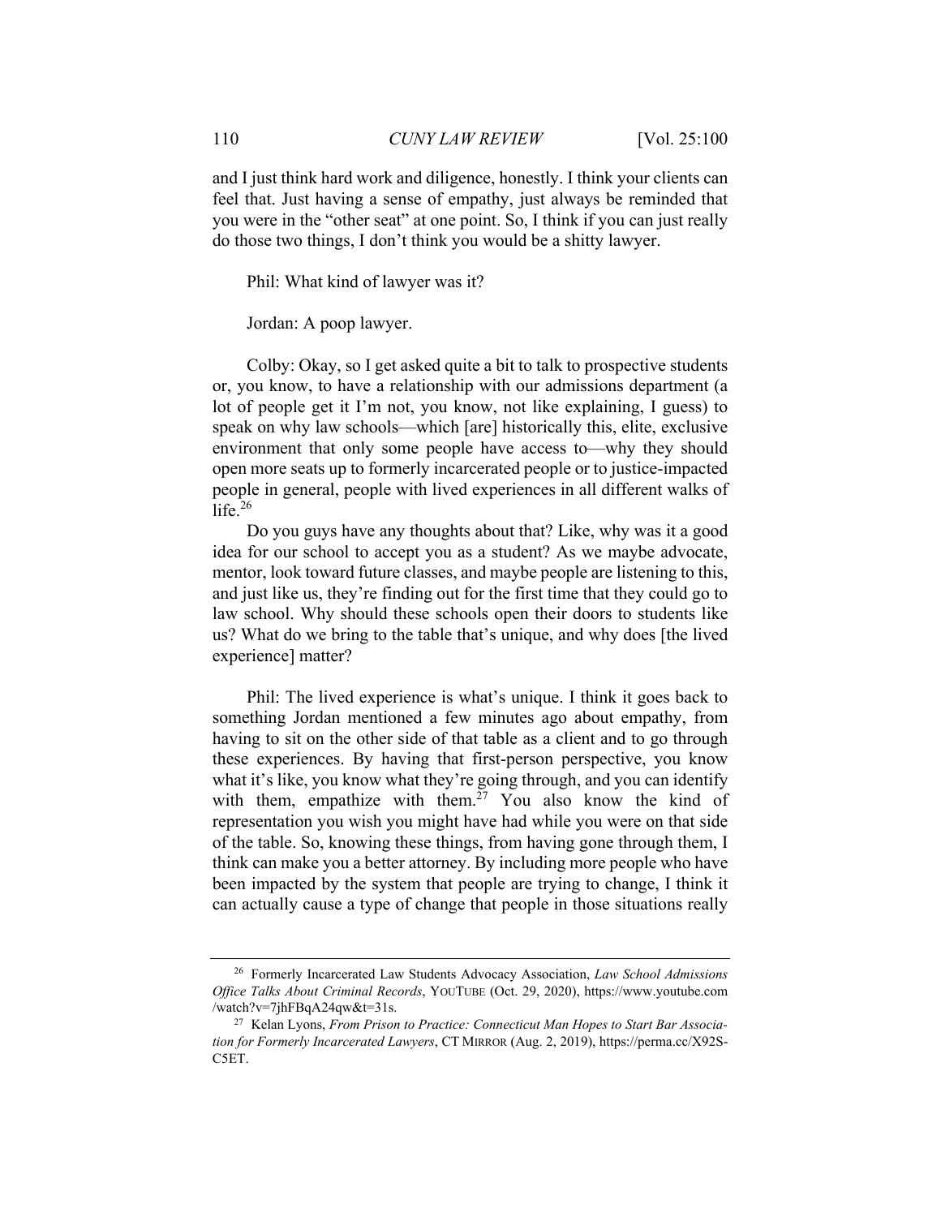and I just think hard work and diligence, honestly. I think your clients can feel that. Just having a sense of empathy, just always be reminded that you were in the "other seat" at one point. So, I think if you can just really do those two things, I don't think you would be a shitty lawyer.

Phil: What kind of lawyer was it?

Jordan: A poop lawyer.

Colby: Okay, so I get asked quite a bit to talk to prospective students or, you know, to have a relationship with our admissions department (a lot of people get it I'm not, you know, not like explaining, I guess) to speak on why law schools—which [are] historically this, elite, exclusive environment that only some people have access to—why they should open more seats up to formerly incarcerated people or to justice-impacted people in general, people with lived experiences in all different walks of life.[26]

Do you guys have any thoughts about that? Like, why was it a good idea for our school to accept you as a student? As we maybe advocate, mentor, look toward future classes, and maybe people are listening to this, and just like us, they're finding out for the first time that they could go to law school. Why should these schools open their doors to students like us? What do we bring to the table that's unique, and why does [the lived experience] matter?

Phil: The lived experience is what's unique. I think it goes back to something Jordan mentioned a few minutes ago about empathy, from having to sit on the other side of that table as a client and to go through these experiences. By having that first-person perspective, you know what it's like, you know what they're going through, and you can identify with them, empathize with them.[27] You also know the kind of representation you wish you might have had while you were on that side of the table. So, knowing these things, from having gone through them, I think can make you a better attorney. By including more people who have been impacted by the system that people are trying to change, I think it can actually cause a type of change that people in those situations really

---

[26] Formerly Incarcerated Law Students Advocacy Association, *Law School Admissions Office Talks About Criminal Records*, YOUTUBE (Oct. 29, 2020), https://www.youtube.com/watch?v=7jhFBqA24qw&t=31s.

[27] Kelan Lyons, *From Prison to Practice: Connecticut Man Hopes to Start Bar Association for Formerly Incarcerated Lawyers*, CT MIRROR (Aug. 2, 2019), https://perma.cc/X92S-C5ET.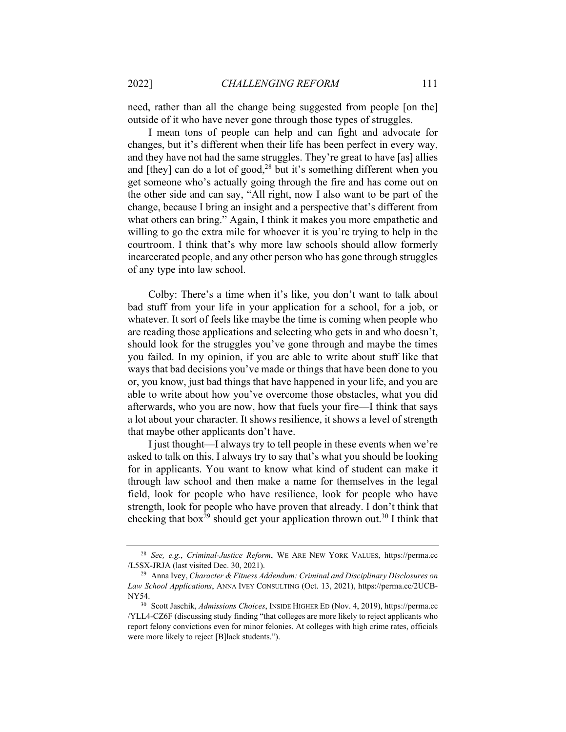need, rather than all the change being suggested from people [on the] outside of it who have never gone through those types of struggles.

I mean tons of people can help and can fight and advocate for changes, but it's different when their life has been perfect in every way, and they have not had the same struggles. They're great to have [as] allies and [they] can do a lot of good,[28] but it's something different when you get someone who's actually going through the fire and has come out on the other side and can say, "All right, now I also want to be part of the change, because I bring an insight and a perspective that's different from what others can bring." Again, I think it makes you more empathetic and willing to go the extra mile for whoever it is you're trying to help in the courtroom. I think that's why more law schools should allow formerly incarcerated people, and any other person who has gone through struggles of any type into law school.

Colby: There's a time when it's like, you don't want to talk about bad stuff from your life in your application for a school, for a job, or whatever. It sort of feels like maybe the time is coming when people who are reading those applications and selecting who gets in and who doesn't, should look for the struggles you've gone through and maybe the times you failed. In my opinion, if you are able to write about stuff like that ways that bad decisions you've made or things that have been done to you or, you know, just bad things that have happened in your life, and you are able to write about how you've overcome those obstacles, what you did afterwards, who you are now, how that fuels your fire—I think that says a lot about your character. It shows resilience, it shows a level of strength that maybe other applicants don't have.

I just thought—I always try to tell people in these events when we're asked to talk on this, I always try to say that's what you should be looking for in applicants. You want to know what kind of student can make it through law school and then make a name for themselves in the legal field, look for people who have resilience, look for people who have strength, look for people who have proven that already. I don't think that checking that box[29] should get your application thrown out.[30] I think that

---

[28] *See, e.g.*, *Criminal-Justice Reform*, WE ARE NEW YORK VALUES, https://perma.cc/L5SX-JRJA (last visited Dec. 30, 2021).

[29] Anna Ivey, *Character & Fitness Addendum: Criminal and Disciplinary Disclosures on Law School Applications*, ANNA IVEY CONSULTING (Oct. 13, 2021), https://perma.cc/2UCB-NY54.

[30] Scott Jaschik, *Admissions Choices*, INSIDE HIGHER ED (Nov. 4, 2019), https://perma.cc/YLL4-CZ6F (discussing study finding "that colleges are more likely to reject applicants who report felony convictions even for minor felonies. At colleges with high crime rates, officials were more likely to reject [B]lack students.").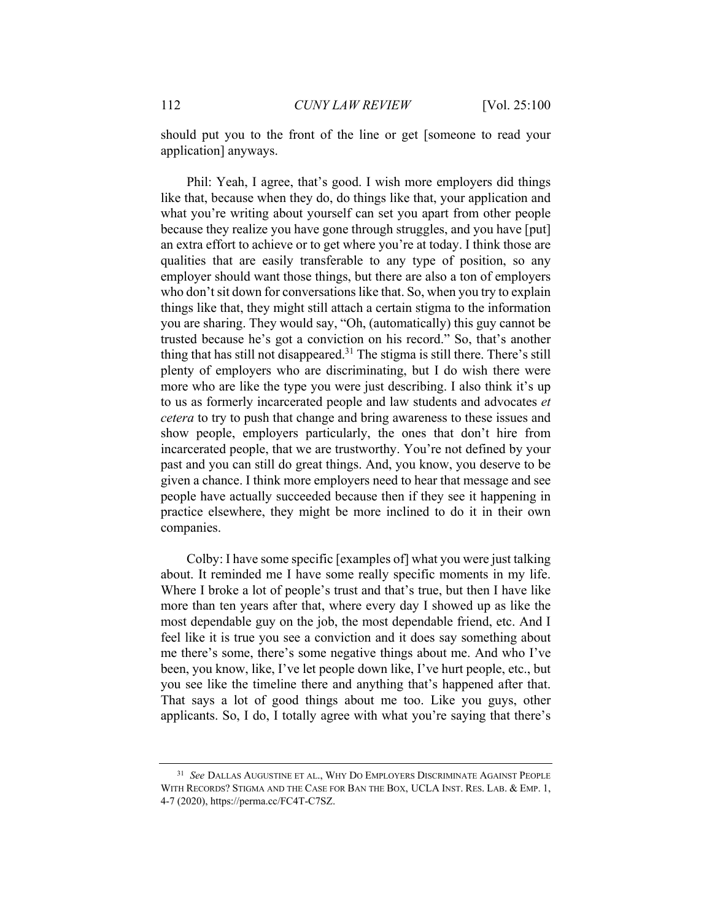should put you to the front of the line or get [someone to read your application] anyways.

Phil: Yeah, I agree, that's good. I wish more employers did things like that, because when they do, do things like that, your application and what you're writing about yourself can set you apart from other people because they realize you have gone through struggles, and you have [put] an extra effort to achieve or to get where you're at today. I think those are qualities that are easily transferable to any type of position, so any employer should want those things, but there are also a ton of employers who don't sit down for conversations like that. So, when you try to explain things like that, they might still attach a certain stigma to the information you are sharing. They would say, "Oh, (automatically) this guy cannot be trusted because he's got a conviction on his record." So, that's another thing that has still not disappeared.[31] The stigma is still there. There's still plenty of employers who are discriminating, but I do wish there were more who are like the type you were just describing. I also think it's up to us as formerly incarcerated people and law students and advocates *et cetera* to try to push that change and bring awareness to these issues and show people, employers particularly, the ones that don't hire from incarcerated people, that we are trustworthy. You're not defined by your past and you can still do great things. And, you know, you deserve to be given a chance. I think more employers need to hear that message and see people have actually succeeded because then if they see it happening in practice elsewhere, they might be more inclined to do it in their own companies.

Colby: I have some specific [examples of] what you were just talking about. It reminded me I have some really specific moments in my life. Where I broke a lot of people's trust and that's true, but then I have like more than ten years after that, where every day I showed up as like the most dependable guy on the job, the most dependable friend, etc. And I feel like it is true you see a conviction and it does say something about me there's some, there's some negative things about me. And who I've been, you know, like, I've let people down like, I've hurt people, etc., but you see like the timeline there and anything that's happened after that. That says a lot of good things about me too. Like you guys, other applicants. So, I do, I totally agree with what you're saying that there's

---

[31] *See* DALLAS AUGUSTINE ET AL., WHY DO EMPLOYERS DISCRIMINATE AGAINST PEOPLE WITH RECORDS? STIGMA AND THE CASE FOR BAN THE BOX, UCLA INST. RES. LAB. & EMP. 1, 4-7 (2020), https://perma.cc/FC4T-C7SZ.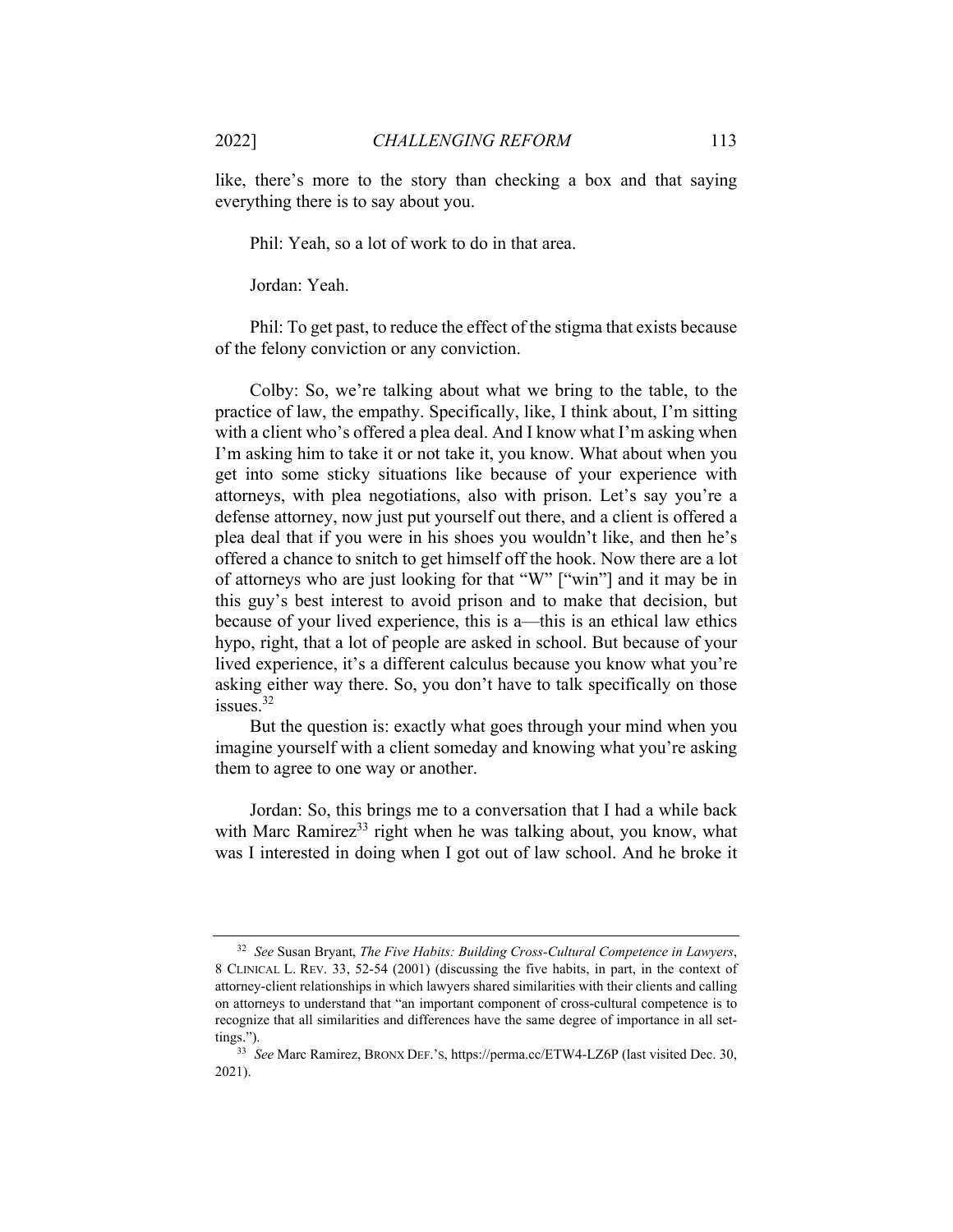like, there's more to the story than checking a box and that saying everything there is to say about you.

Phil: Yeah, so a lot of work to do in that area.

Jordan: Yeah.

Phil: To get past, to reduce the effect of the stigma that exists because of the felony conviction or any conviction.

Colby: So, we're talking about what we bring to the table, to the practice of law, the empathy. Specifically, like, I think about, I'm sitting with a client who's offered a plea deal. And I know what I'm asking when I'm asking him to take it or not take it, you know. What about when you get into some sticky situations like because of your experience with attorneys, with plea negotiations, also with prison. Let's say you're a defense attorney, now just put yourself out there, and a client is offered a plea deal that if you were in his shoes you wouldn't like, and then he's offered a chance to snitch to get himself off the hook. Now there are a lot of attorneys who are just looking for that "W" ["win"] and it may be in this guy's best interest to avoid prison and to make that decision, but because of your lived experience, this is a—this is an ethical law ethics hypo, right, that a lot of people are asked in school. But because of your lived experience, it's a different calculus because you know what you're asking either way there. So, you don't have to talk specifically on those issues.[32]

But the question is: exactly what goes through your mind when you imagine yourself with a client someday and knowing what you're asking them to agree to one way or another.

Jordan: So, this brings me to a conversation that I had a while back with Marc Ramirez[33] right when he was talking about, you know, what was I interested in doing when I got out of law school. And he broke it

---

[32] *See* Susan Bryant, *The Five Habits: Building Cross-Cultural Competence in Lawyers*, 8 CLINICAL L. REV. 33, 52-54 (2001) (discussing the five habits, in part, in the context of attorney-client relationships in which lawyers shared similarities with their clients and calling on attorneys to understand that "an important component of cross-cultural competence is to recognize that all similarities and differences have the same degree of importance in all settings.").

[33] *See* Marc Ramirez, BRONX DEF.'S, https://perma.cc/ETW4-LZ6P (last visited Dec. 30, 2021).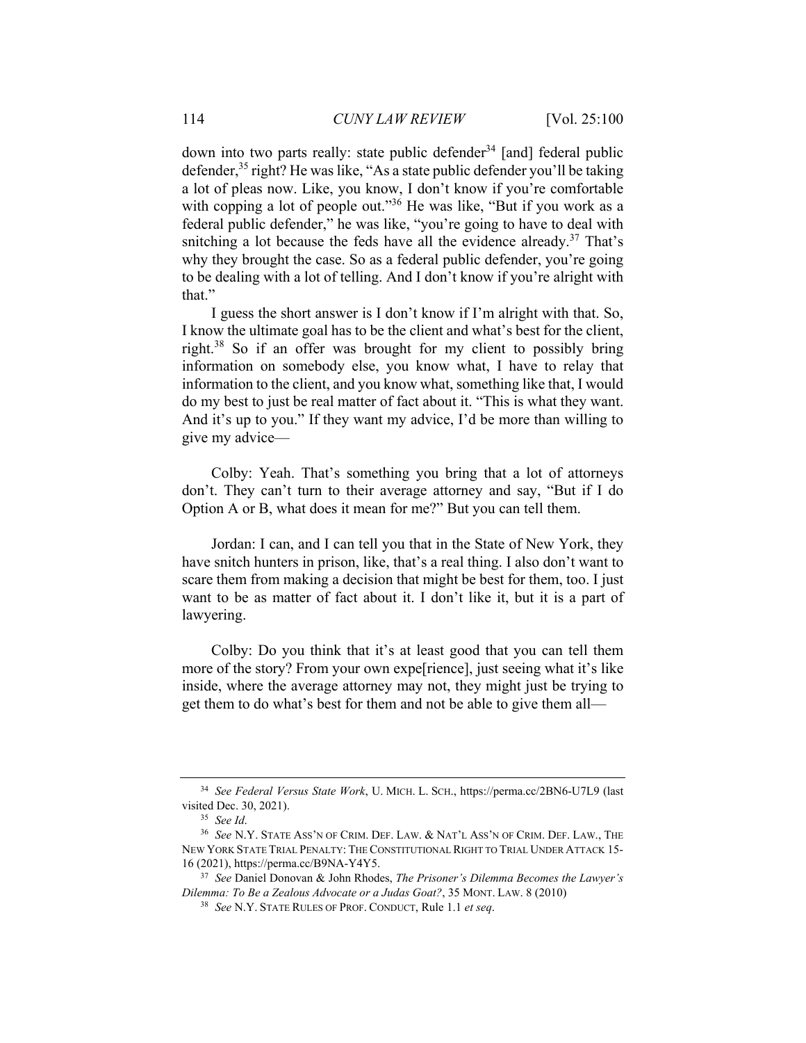down into two parts really: state public defender[34] [and] federal public defender,[35] right? He was like, "As a state public defender you'll be taking a lot of pleas now. Like, you know, I don't know if you're comfortable with copping a lot of people out."[36] He was like, "But if you work as a federal public defender," he was like, "you're going to have to deal with snitching a lot because the feds have all the evidence already.[37] That's why they brought the case. So as a federal public defender, you're going to be dealing with a lot of telling. And I don't know if you're alright with that."

I guess the short answer is I don't know if I'm alright with that. So, I know the ultimate goal has to be the client and what's best for the client, right.[38] So if an offer was brought for my client to possibly bring information on somebody else, you know what, I have to relay that information to the client, and you know what, something like that, I would do my best to just be real matter of fact about it. "This is what they want. And it's up to you." If they want my advice, I'd be more than willing to give my advice—

Colby: Yeah. That's something you bring that a lot of attorneys don't. They can't turn to their average attorney and say, "But if I do Option A or B, what does it mean for me?" But you can tell them.

Jordan: I can, and I can tell you that in the State of New York, they have snitch hunters in prison, like, that's a real thing. I also don't want to scare them from making a decision that might be best for them, too. I just want to be as matter of fact about it. I don't like it, but it is a part of lawyering.

Colby: Do you think that it's at least good that you can tell them more of the story? From your own expe[rience], just seeing what it's like inside, where the average attorney may not, they might just be trying to get them to do what's best for them and not be able to give them all—

---

[34] *See Federal Versus State Work*, U. MICH. L. SCH., https://perma.cc/2BN6-U7L9 (last visited Dec. 30, 2021).

[35] *See Id.*

[36] *See* N.Y. STATE ASS'N OF CRIM. DEF. LAW. & NAT'L ASS'N OF CRIM. DEF. LAW., THE NEW YORK STATE TRIAL PENALTY: THE CONSTITUTIONAL RIGHT TO TRIAL UNDER ATTACK 15-16 (2021), https://perma.cc/B9NA-Y4Y5.

[37] *See* Daniel Donovan & John Rhodes, *The Prisoner's Dilemma Becomes the Lawyer's Dilemma: To Be a Zealous Advocate or a Judas Goat?*, 35 MONT. LAW. 8 (2010)

[38] *See* N.Y. STATE RULES OF PROF. CONDUCT, Rule 1.1 *et seq*.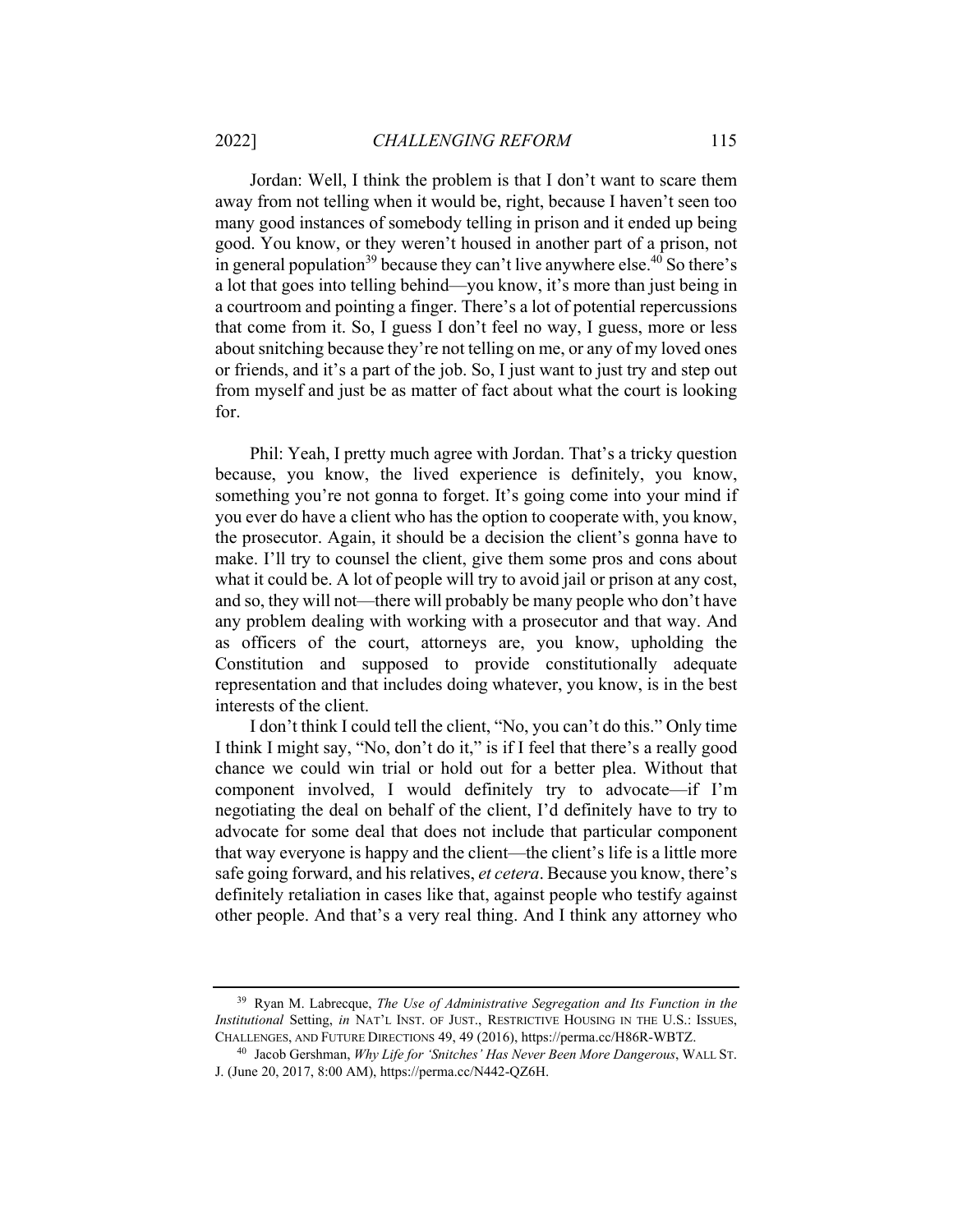Jordan: Well, I think the problem is that I don't want to scare them away from not telling when it would be, right, because I haven't seen too many good instances of somebody telling in prison and it ended up being good. You know, or they weren't housed in another part of a prison, not in general population[39] because they can't live anywhere else.[40] So there's a lot that goes into telling behind—you know, it's more than just being in a courtroom and pointing a finger. There's a lot of potential repercussions that come from it. So, I guess I don't feel no way, I guess, more or less about snitching because they're not telling on me, or any of my loved ones or friends, and it's a part of the job. So, I just want to just try and step out from myself and just be as matter of fact about what the court is looking for.

Phil: Yeah, I pretty much agree with Jordan. That's a tricky question because, you know, the lived experience is definitely, you know, something you're not gonna to forget. It's going come into your mind if you ever do have a client who has the option to cooperate with, you know, the prosecutor. Again, it should be a decision the client's gonna have to make. I'll try to counsel the client, give them some pros and cons about what it could be. A lot of people will try to avoid jail or prison at any cost, and so, they will not—there will probably be many people who don't have any problem dealing with working with a prosecutor and that way. And as officers of the court, attorneys are, you know, upholding the Constitution and supposed to provide constitutionally adequate representation and that includes doing whatever, you know, is in the best interests of the client.

I don't think I could tell the client, "No, you can't do this." Only time I think I might say, "No, don't do it," is if I feel that there's a really good chance we could win trial or hold out for a better plea. Without that component involved, I would definitely try to advocate—if I'm negotiating the deal on behalf of the client, I'd definitely have to try to advocate for some deal that does not include that particular component that way everyone is happy and the client—the client's life is a little more safe going forward, and his relatives, *et cetera*. Because you know, there's definitely retaliation in cases like that, against people who testify against other people. And that's a very real thing. And I think any attorney who

---

[39] Ryan M. Labrecque, *The Use of Administrative Segregation and Its Function in the Institutional* Setting, *in* NAT'L INST. OF JUST., RESTRICTIVE HOUSING IN THE U.S.: ISSUES, CHALLENGES, AND FUTURE DIRECTIONS 49, 49 (2016), https://perma.cc/H86R-WBTZ.

[40] Jacob Gershman, *Why Life for 'Snitches' Has Never Been More Dangerous*, WALL ST. J. (June 20, 2017, 8:00 AM), https://perma.cc/N442-QZ6H.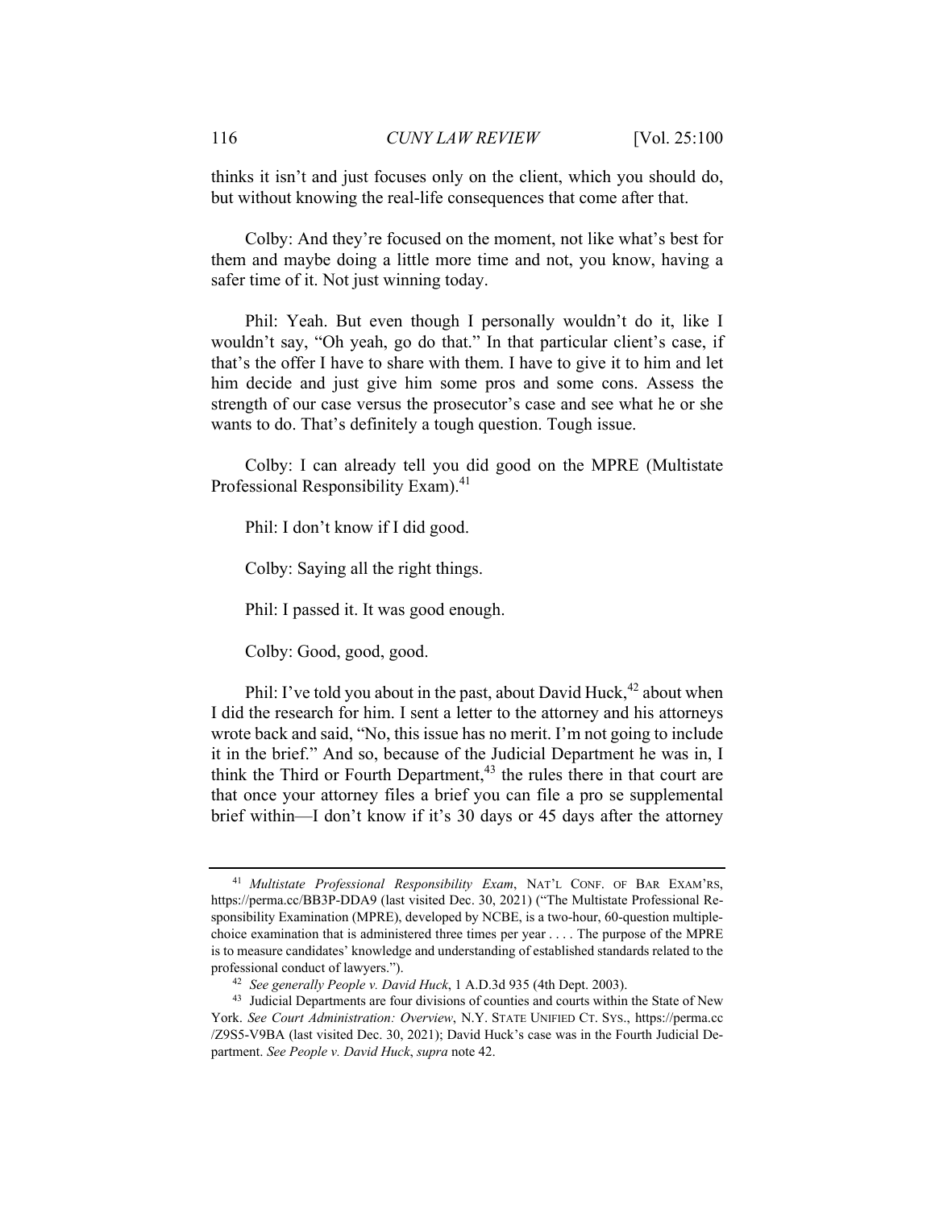thinks it isn't and just focuses only on the client, which you should do, but without knowing the real-life consequences that come after that.

Colby: And they're focused on the moment, not like what's best for them and maybe doing a little more time and not, you know, having a safer time of it. Not just winning today.

Phil: Yeah. But even though I personally wouldn't do it, like I wouldn't say, "Oh yeah, go do that." In that particular client's case, if that's the offer I have to share with them. I have to give it to him and let him decide and just give him some pros and some cons. Assess the strength of our case versus the prosecutor's case and see what he or she wants to do. That's definitely a tough question. Tough issue.

Colby: I can already tell you did good on the MPRE (Multistate Professional Responsibility Exam).[41]

Phil: I don't know if I did good.

Colby: Saying all the right things.

Phil: I passed it. It was good enough.

Colby: Good, good, good.

Phil: I've told you about in the past, about David Huck,[42] about when I did the research for him. I sent a letter to the attorney and his attorneys wrote back and said, "No, this issue has no merit. I'm not going to include it in the brief." And so, because of the Judicial Department he was in, I think the Third or Fourth Department,[43] the rules there in that court are that once your attorney files a brief you can file a pro se supplemental brief within—I don't know if it's 30 days or 45 days after the attorney

---

[41] *Multistate Professional Responsibility Exam*, NAT'L CONF. OF BAR EXAM'RS, https://perma.cc/BB3P-DDA9 (last visited Dec. 30, 2021) ("The Multistate Professional Responsibility Examination (MPRE), developed by NCBE, is a two-hour, 60-question multiple-choice examination that is administered three times per year . . . . The purpose of the MPRE is to measure candidates' knowledge and understanding of established standards related to the professional conduct of lawyers.").

[42] *See generally People v. David Huck*, 1 A.D.3d 935 (4th Dept. 2003).

[43] Judicial Departments are four divisions of counties and courts within the State of New York. *See Court Administration: Overview*, N.Y. STATE UNIFIED CT. SYS., https://perma.cc/Z9S5-V9BA (last visited Dec. 30, 2021); David Huck's case was in the Fourth Judicial Department. *See People v. David Huck*, *supra* note 42.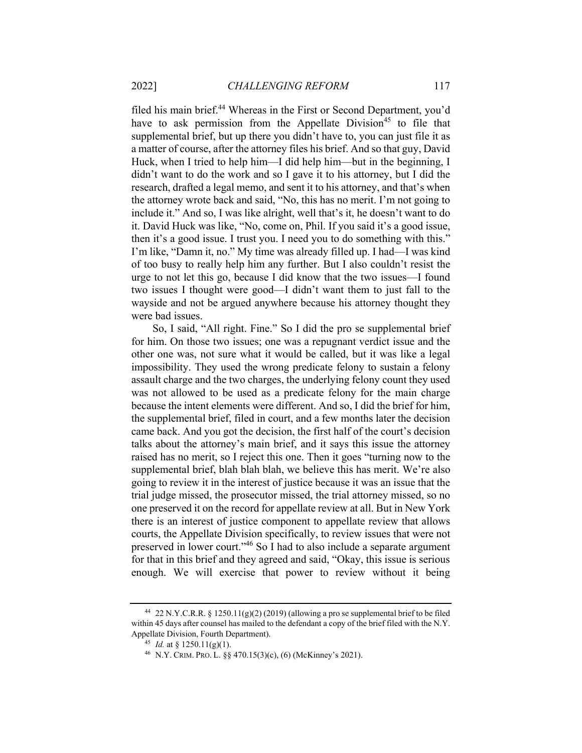filed his main brief.[44] Whereas in the First or Second Department, you'd have to ask permission from the Appellate Division[45] to file that supplemental brief, but up there you didn't have to, you can just file it as a matter of course, after the attorney files his brief. And so that guy, David Huck, when I tried to help him—I did help him—but in the beginning, I didn't want to do the work and so I gave it to his attorney, but I did the research, drafted a legal memo, and sent it to his attorney, and that's when the attorney wrote back and said, "No, this has no merit. I'm not going to include it." And so, I was like alright, well that's it, he doesn't want to do it. David Huck was like, "No, come on, Phil. If you said it's a good issue, then it's a good issue. I trust you. I need you to do something with this." I'm like, "Damn it, no." My time was already filled up. I had—I was kind of too busy to really help him any further. But I also couldn't resist the urge to not let this go, because I did know that the two issues—I found two issues I thought were good—I didn't want them to just fall to the wayside and not be argued anywhere because his attorney thought they were bad issues.

So, I said, "All right. Fine." So I did the pro se supplemental brief for him. On those two issues; one was a repugnant verdict issue and the other one was, not sure what it would be called, but it was like a legal impossibility. They used the wrong predicate felony to sustain a felony assault charge and the two charges, the underlying felony count they used was not allowed to be used as a predicate felony for the main charge because the intent elements were different. And so, I did the brief for him, the supplemental brief, filed in court, and a few months later the decision came back. And you got the decision, the first half of the court's decision talks about the attorney's main brief, and it says this issue the attorney raised has no merit, so I reject this one. Then it goes "turning now to the supplemental brief, blah blah blah, we believe this has merit. We're also going to review it in the interest of justice because it was an issue that the trial judge missed, the prosecutor missed, the trial attorney missed, so no one preserved it on the record for appellate review at all. But in New York there is an interest of justice component to appellate review that allows courts, the Appellate Division specifically, to review issues that were not preserved in lower court."[46] So I had to also include a separate argument for that in this brief and they agreed and said, "Okay, this issue is serious enough. We will exercise that power to review without it being

---

[44] 22 N.Y.C.R.R. § 1250.11(g)(2) (2019) (allowing a pro se supplemental brief to be filed within 45 days after counsel has mailed to the defendant a copy of the brief filed with the N.Y. Appellate Division, Fourth Department).

[45] *Id.* at § 1250.11(g)(1).

[46] N.Y. CRIM. PRO. L. §§ 470.15(3)(c), (6) (McKinney's 2021).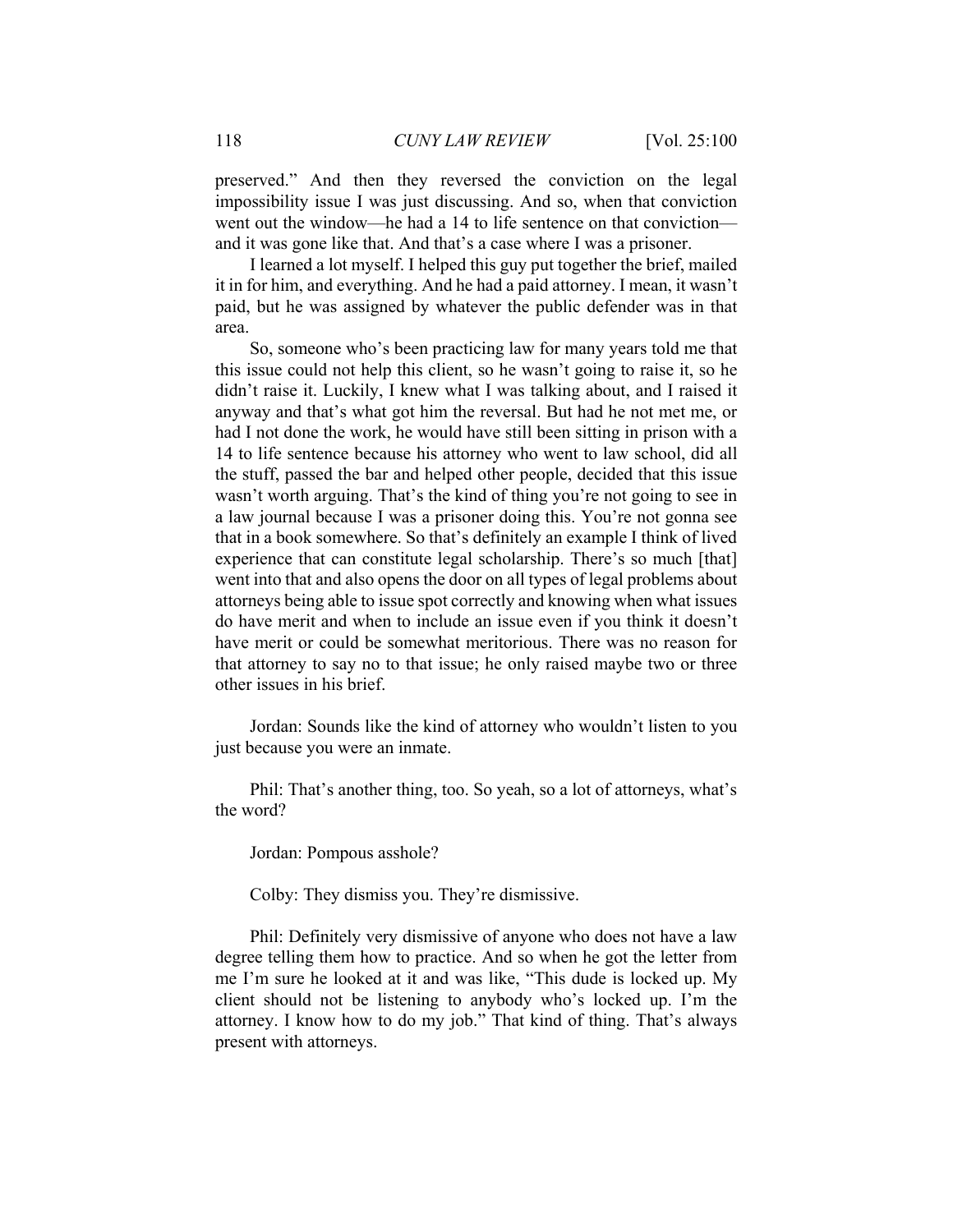preserved." And then they reversed the conviction on the legal impossibility issue I was just discussing. And so, when that conviction went out the window—he had a 14 to life sentence on that conviction—and it was gone like that. And that's a case where I was a prisoner.

I learned a lot myself. I helped this guy put together the brief, mailed it in for him, and everything. And he had a paid attorney. I mean, it wasn't paid, but he was assigned by whatever the public defender was in that area.

So, someone who's been practicing law for many years told me that this issue could not help this client, so he wasn't going to raise it, so he didn't raise it. Luckily, I knew what I was talking about, and I raised it anyway and that's what got him the reversal. But had he not met me, or had I not done the work, he would have still been sitting in prison with a 14 to life sentence because his attorney who went to law school, did all the stuff, passed the bar and helped other people, decided that this issue wasn't worth arguing. That's the kind of thing you're not going to see in a law journal because I was a prisoner doing this. You're not gonna see that in a book somewhere. So that's definitely an example I think of lived experience that can constitute legal scholarship. There's so much [that] went into that and also opens the door on all types of legal problems about attorneys being able to issue spot correctly and knowing when what issues do have merit and when to include an issue even if you think it doesn't have merit or could be somewhat meritorious. There was no reason for that attorney to say no to that issue; he only raised maybe two or three other issues in his brief.

Jordan: Sounds like the kind of attorney who wouldn't listen to you just because you were an inmate.

Phil: That's another thing, too. So yeah, so a lot of attorneys, what's the word?

Jordan: Pompous asshole?

Colby: They dismiss you. They're dismissive.

Phil: Definitely very dismissive of anyone who does not have a law degree telling them how to practice. And so when he got the letter from me I'm sure he looked at it and was like, "This dude is locked up. My client should not be listening to anybody who's locked up. I'm the attorney. I know how to do my job." That kind of thing. That's always present with attorneys.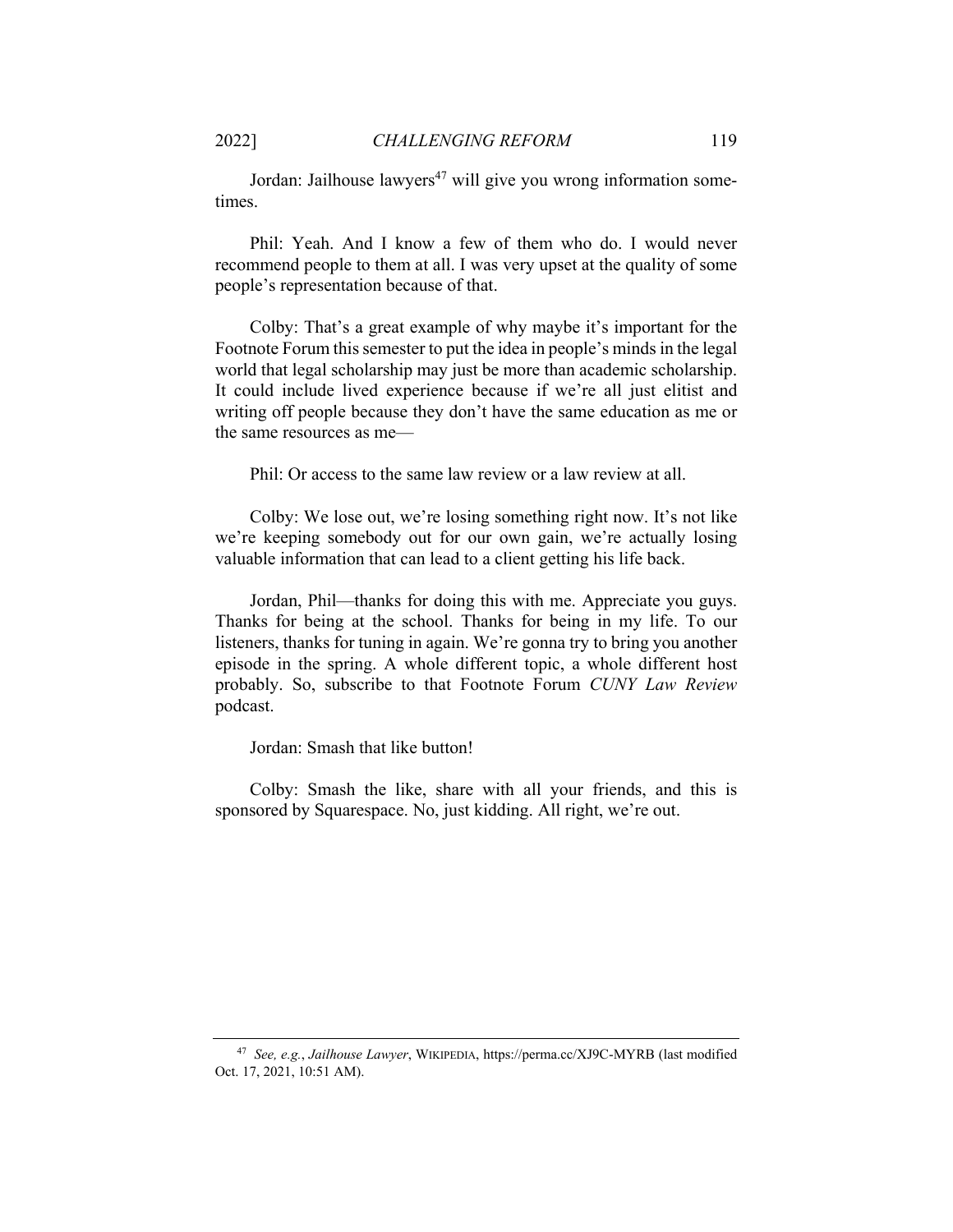Jordan: Jailhouse lawyers[47] will give you wrong information sometimes.

Phil: Yeah. And I know a few of them who do. I would never recommend people to them at all. I was very upset at the quality of some people's representation because of that.

Colby: That's a great example of why maybe it's important for the Footnote Forum this semester to put the idea in people's minds in the legal world that legal scholarship may just be more than academic scholarship. It could include lived experience because if we're all just elitist and writing off people because they don't have the same education as me or the same resources as me—

Phil: Or access to the same law review or a law review at all.

Colby: We lose out, we're losing something right now. It's not like we're keeping somebody out for our own gain, we're actually losing valuable information that can lead to a client getting his life back.

Jordan, Phil—thanks for doing this with me. Appreciate you guys. Thanks for being at the school. Thanks for being in my life. To our listeners, thanks for tuning in again. We're gonna try to bring you another episode in the spring. A whole different topic, a whole different host probably. So, subscribe to that Footnote Forum *CUNY Law Review* podcast.

Jordan: Smash that like button!

Colby: Smash the like, share with all your friends, and this is sponsored by Squarespace. No, just kidding. All right, we're out.

---

[47] *See, e.g.*, *Jailhouse Lawyer*, WIKIPEDIA, https://perma.cc/XJ9C-MYRB (last modified Oct. 17, 2021, 10:51 AM).